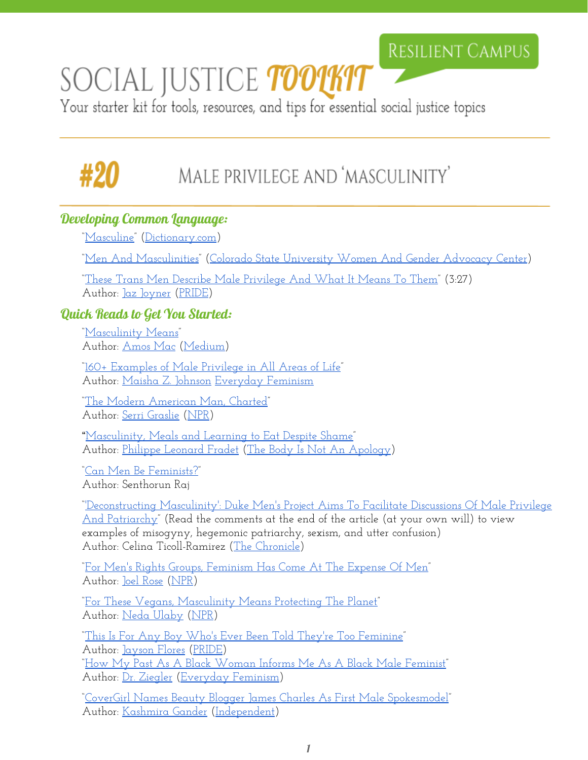# SOCIAL JUSTICE TOOLKIT

RESILIENT CAMPUS

Your starter kit for tools, resources, and tips for essential social justice topics

## #20 MALE PRIVILEGE AND 'MASCULINITY'

### Developing Common Language:

"Masculine" (Dictionary.com)

"Men And Masculinities" (Colorado State University Women And Gender Advocacy Center)

"These Trans Men Describe Male Privilege And What It Means To Them" (3:27)
Author: Jaz Joyner (PRIDE)

### Quick Reads to Get You Started:

"Masculinity Means"
Author: Amos Mac (Medium)

"160+ Examples of Male Privilege in All Areas of Life"
Author: Maisha Z. Johnson Everyday Feminism

"The Modern American Man, Charted"
Author: Serri Graslie (NPR)

"Masculinity, Meals and Learning to Eat Despite Shame"
Author: Philippe Leonard Fradet (The Body Is Not An Apology)

"Can Men Be Feminists?"
Author: Senthorun Raj

"'Deconstructing Masculinity': Duke Men's Project Aims To Facilitate Discussions Of Male Privilege And Patriarchy" (Read the comments at the end of the article (at your own will) to view examples of misogyny, hegemonic patriarchy, sexism, and utter confusion)
Author: Celina Ticoll-Ramirez (The Chronicle)

"For Men's Rights Groups, Feminism Has Come At The Expense Of Men"
Author: Joel Rose (NPR)

"For These Vegans, Masculinity Means Protecting The Planet"
Author: Neda Ulaby (NPR)

"This Is For Any Boy Who's Ever Been Told They're Too Feminine"
Author: Jayson Flores (PRIDE)

"How My Past As A Black Woman Informs Me As A Black Male Feminist"
Author: Dr. Ziegler (Everyday Feminism)

"CoverGirl Names Beauty Blogger James Charles As First Male Spokesmodel"
Author: Kashmira Gander (Independent)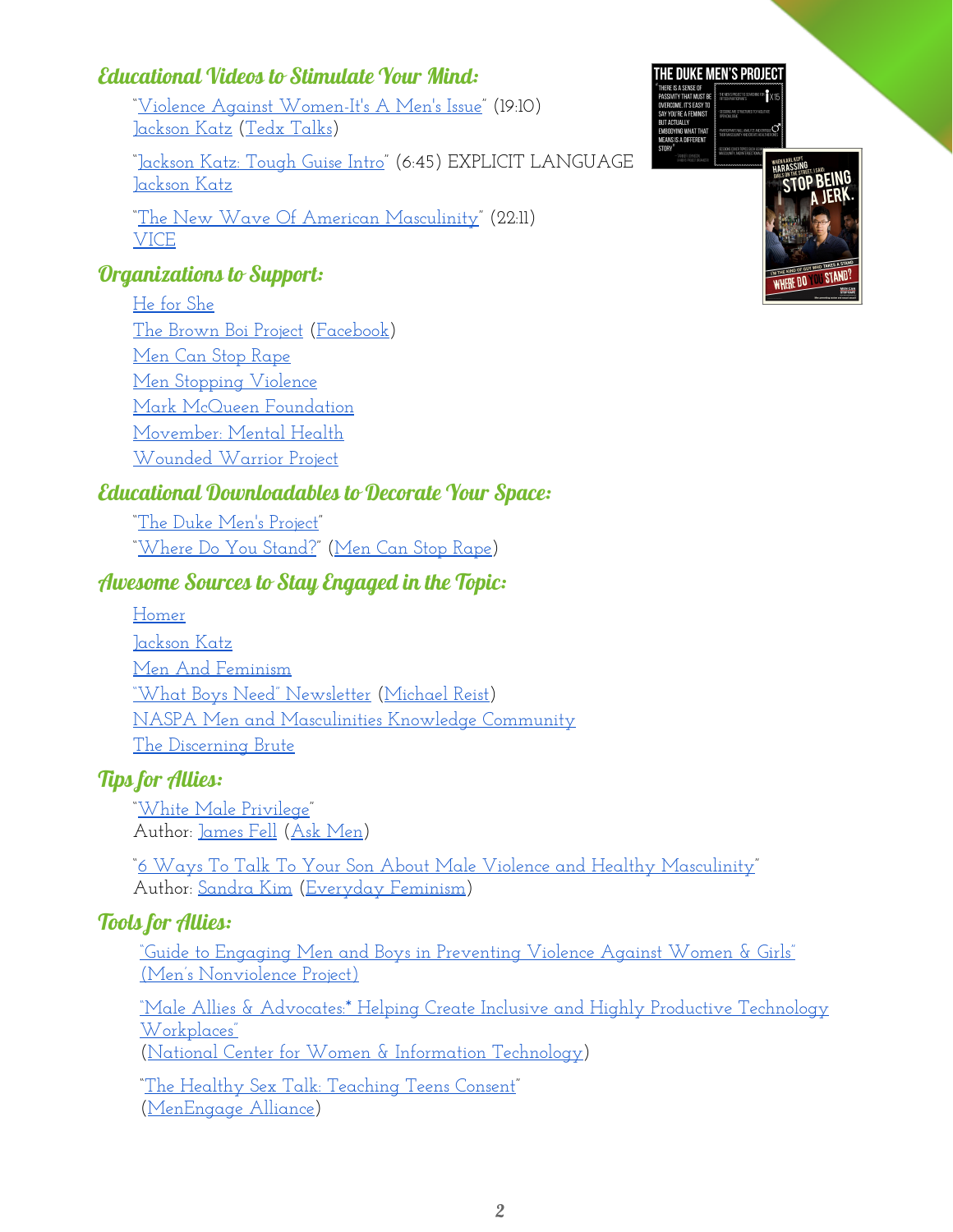## Educational Videos to Stimulate Your Mind:

"Violence Against Women-It's A Men's Issue" (19:10)
Jackson Katz (Tedx Talks)

"Jackson Katz: Tough Guise Intro" (6:45) EXPLICIT LANGUAGE
Jackson Katz

"The New Wave Of American Masculinity" (22:11)
VICE

## Organizations to Support:

He for She
The Brown Boi Project (Facebook)
Men Can Stop Rape
Men Stopping Violence
Mark McQueen Foundation
Movember: Mental Health
Wounded Warrior Project

## Educational Downloadables to Decorate Your Space:

"The Duke Men's Project"
"Where Do You Stand?" (Men Can Stop Rape)

## Awesome Sources to Stay Engaged in the Topic:

Homer
Jackson Katz
Men And Feminism
"What Boys Need" Newsletter (Michael Reist)
NASPA Men and Masculinities Knowledge Community
The Discerning Brute

## Tips for Allies:

"White Male Privilege"
Author: James Fell (Ask Men)

"6 Ways To Talk To Your Son About Male Violence and Healthy Masculinity"
Author: Sandra Kim (Everyday Feminism)

## Tools for Allies:

"Guide to Engaging Men and Boys in Preventing Violence Against Women & Girls" (Men's Nonviolence Project)

"Male Allies & Advocates:* Helping Create Inclusive and Highly Productive Technology Workplaces"
(National Center for Women & Information Technology)

"The Healthy Sex Talk: Teaching Teens Consent"
(MenEngage Alliance)